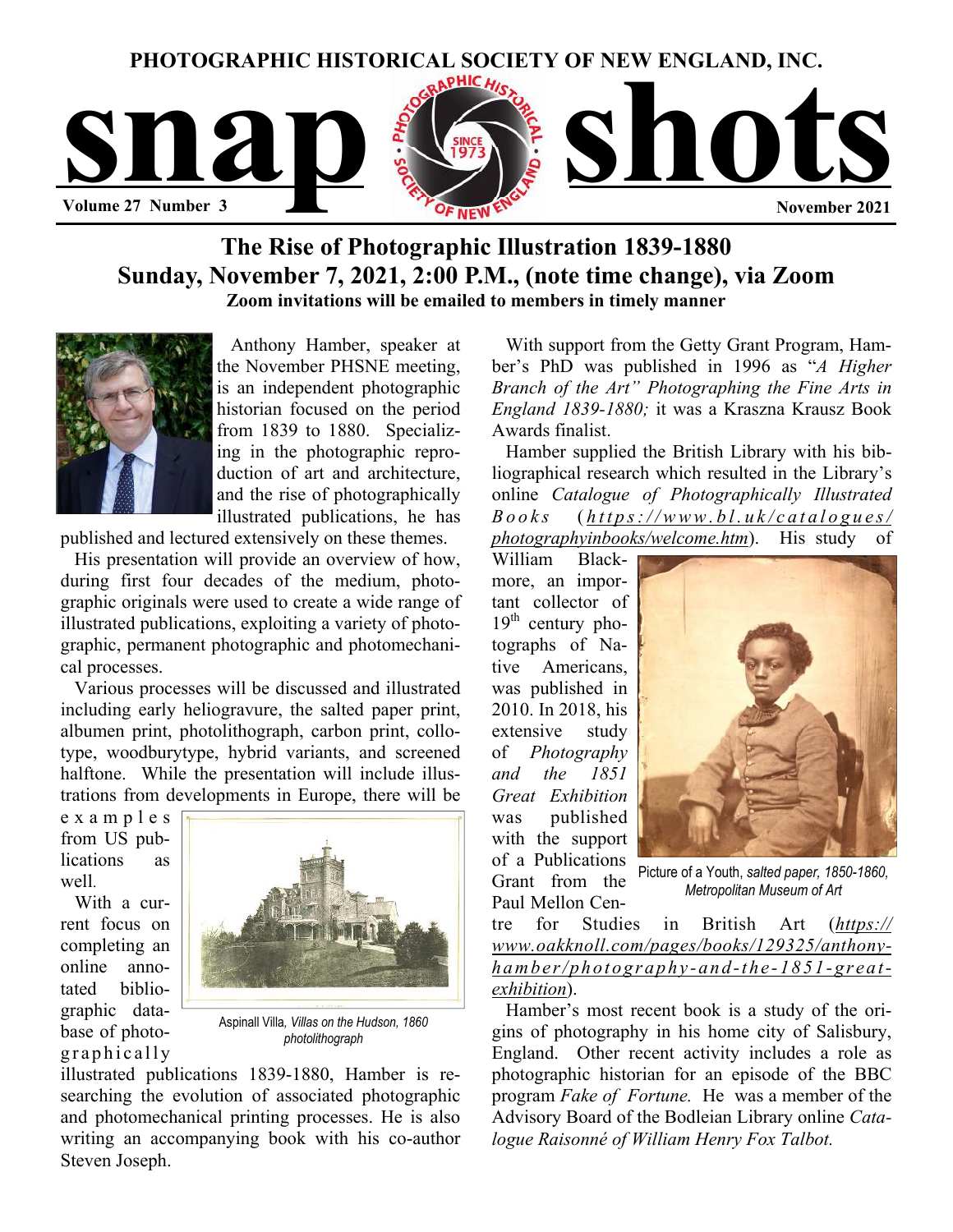PHOTOGRAPHIC HISTORICAL SOCIETY OF NEW ENGLAND, INC.

# snap shots

Volume 27 Number 3 — November 2021

## The Rise of Photographic Illustration 1839-1880
## Sunday, November 7, 2021, 2:00 P.M., (note time change), via Zoom

**Zoom invitations will be emailed to members in timely manner**

Anthony Hamber, speaker at the November PHSNE meeting, is an independent photographic historian focused on the period from 1839 to 1880. Specializing in the photographic reproduction of art and architecture, and the rise of photographically illustrated publications, he has published and lectured extensively on these themes.

His presentation will provide an overview of how, during first four decades of the medium, photographic originals were used to create a wide range of illustrated publications, exploiting a variety of photographic, permanent photographic and photomechanical processes.

Various processes will be discussed and illustrated including early heliogravure, the salted paper print, albumen print, photolithograph, carbon print, collotype, woodburytype, hybrid variants, and screened halftone. While the presentation will include illustrations from developments in Europe, there will be examples from US publications as well.

With a current focus on completing an online annotated bibliographic database of photographically illustrated publications 1839-1880, Hamber is researching the evolution of associated photographic and photomechanical printing processes. He is also writing an accompanying book with his co-author Steven Joseph.

Aspinall Villa, *Villas on the Hudson, 1860 photolithograph*

With support from the Getty Grant Program, Hamber's PhD was published in 1996 as "*A Higher Branch of the Art" Photographing the Fine Arts in England 1839-1880;* it was a Kraszna Krausz Book Awards finalist.

Hamber supplied the British Library with his bibliographical research which resulted in the Library's online *Catalogue of Photographically Illustrated Books* (*https://www.bl.uk/catalogues/photographyinbooks/welcome.htm*). His study of William Blackmore, an important collector of 19th century photographs of Native Americans, was published in 2010. In 2018, his extensive study of *Photography and the 1851 Great Exhibition* was published with the support of a Publications Grant from the Paul Mellon Centre for Studies in British Art (*https://www.oakknoll.com/pages/books/129325/anthony-hamber/photography-and-the-1851-great-exhibition*).

Picture of a Youth, *salted paper, 1850-1860, Metropolitan Museum of Art*

Hamber's most recent book is a study of the origins of photography in his home city of Salisbury, England. Other recent activity includes a role as photographic historian for an episode of the BBC program *Fake of Fortune.* He was a member of the Advisory Board of the Bodleian Library online *Catalogue Raisonné of William Henry Fox Talbot.*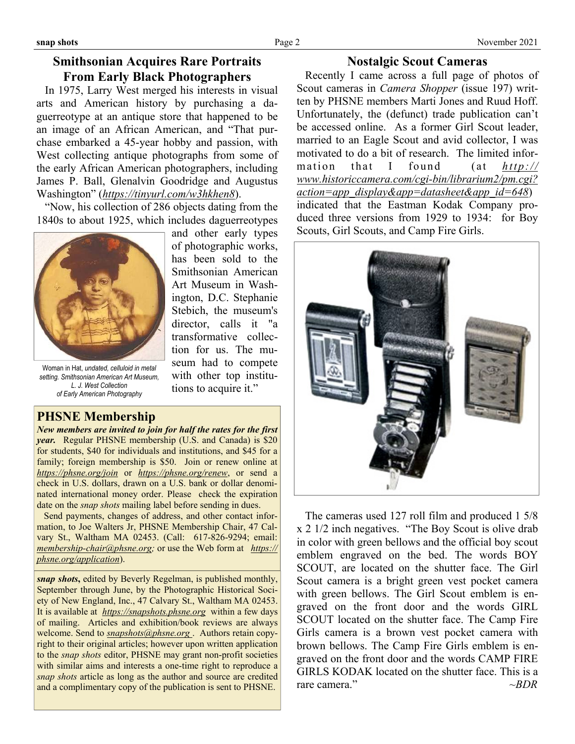## Smithsonian Acquires Rare Portraits From Early Black Photographers

In 1975, Larry West merged his interests in visual arts and American history by purchasing a daguerreotype at an antique store that happened to be an image of an African American, and "That purchase embarked a 45-year hobby and passion, with West collecting antique photographs from some of the early African American photographers, including James P. Ball, Glenalvin Goodridge and Augustus Washington" (*https://tinyurl.com/w3hkhen8*).

"Now, his collection of 286 objects dating from the 1840s to about 1925, which includes daguerreotypes and other early types of photographic works, has been sold to the Smithsonian American Art Museum in Washington, D.C. Stephanie Stebich, the museum's director, calls it "a transformative collection for us. The museum had to compete with other top institutions to acquire it."

Woman in Hat, *undated, celluloid in metal setting. Smithsonian American Art Museum, L. J. West Collection of Early American Photography*

## PHSNE Membership

***New members are invited to join for half the rates for the first year.*** Regular PHSNE membership (U.S. and Canada) is $20 for students, $40 for individuals and institutions, and $45 for a family; foreign membership is $50. Join or renew online at *https://phsne.org/join* or *https://phsne.org/renew*, or send a check in U.S. dollars, drawn on a U.S. bank or dollar denominated international money order. Please check the expiration date on the *snap shots* mailing label before sending in dues.

Send payments, changes of address, and other contact information, to Joe Walters Jr, PHSNE Membership Chair, 47 Calvary St., Waltham MA 02453. (Call: 617-826-9294; email: *membership-chair@phsne.org;* or use the Web form at *https://phsne.org/application*).

***snap shots***, edited by Beverly Regelman, is published monthly, September through June, by the Photographic Historical Society of New England, Inc., 47 Calvary St., Waltham MA 02453. It is available at *https://snapshots.phsne.org* within a few days of mailing. Articles and exhibition/book reviews are always welcome. Send to *snapshots@phsne.org* . Authors retain copyright to their original articles; however upon written application to the *snap shots* editor, PHSNE may grant non-profit societies with similar aims and interests a one-time right to reproduce a *snap shots* article as long as the author and source are credited and a complimentary copy of the publication is sent to PHSNE.

## Nostalgic Scout Cameras

Recently I came across a full page of photos of Scout cameras in *Camera Shopper* (issue 197) written by PHSNE members Marti Jones and Ruud Hoff. Unfortunately, the (defunct) trade publication can't be accessed online. As a former Girl Scout leader, married to an Eagle Scout and avid collector, I was motivated to do a bit of research. The limited information that I found (at *http://www.historiccamera.com/cgi-bin/librarium2/pm.cgi?action=app_display&app=datasheet&app_id=648*) indicated that the Eastman Kodak Company produced three versions from 1929 to 1934: for Boy Scouts, Girl Scouts, and Camp Fire Girls.

The cameras used 127 roll film and produced 1 5/8 x 2 1/2 inch negatives. "The Boy Scout is olive drab in color with green bellows and the official boy scout emblem engraved on the bed. The words BOY SCOUT, are located on the shutter face. The Girl Scout camera is a bright green vest pocket camera with green bellows. The Girl Scout emblem is engraved on the front door and the words GIRL SCOUT located on the shutter face. The Camp Fire Girls camera is a brown vest pocket camera with brown bellows. The Camp Fire Girls emblem is engraved on the front door and the words CAMP FIRE GIRLS KODAK located on the shutter face. This is a rare camera." *~BDR*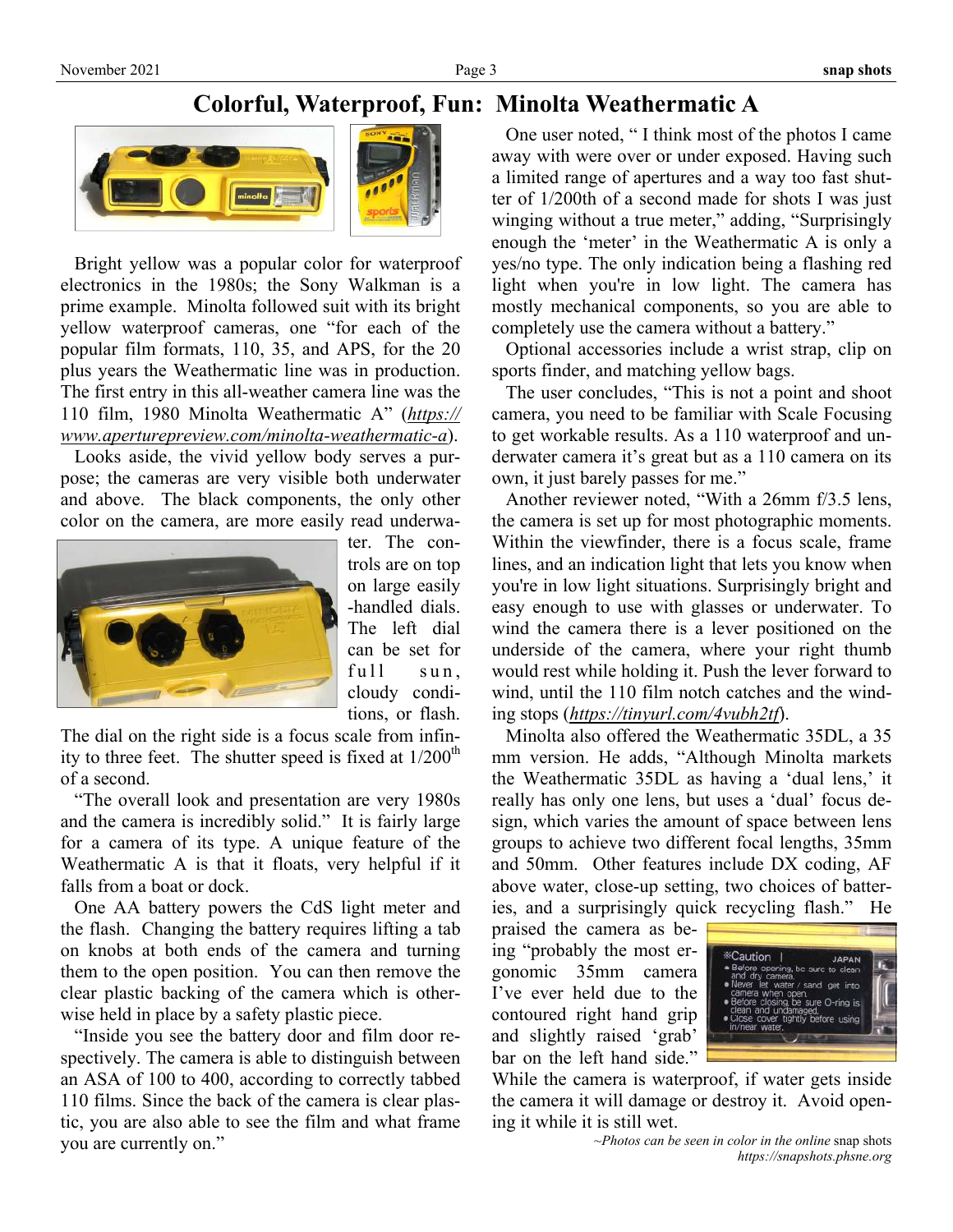# Colorful, Waterproof, Fun: Minolta Weathermatic A

Bright yellow was a popular color for waterproof electronics in the 1980s; the Sony Walkman is a prime example. Minolta followed suit with its bright yellow waterproof cameras, one "for each of the popular film formats, 110, 35, and APS, for the 20 plus years the Weathermatic line was in production. The first entry in this all-weather camera line was the 110 film, 1980 Minolta Weathermatic A" (*https://www.aperturepreview.com/minolta-weathermatic-a*).

Looks aside, the vivid yellow body serves a purpose; the cameras are very visible both underwater and above. The black components, the only other color on the camera, are more easily read underwater. The controls are on top on large easily-handled dials. The left dial can be set for full sun, cloudy conditions, or flash. The dial on the right side is a focus scale from infinity to three feet. The shutter speed is fixed at 1/200th of a second.

"The overall look and presentation are very 1980s and the camera is incredibly solid." It is fairly large for a camera of its type. A unique feature of the Weathermatic A is that it floats, very helpful if it falls from a boat or dock.

One AA battery powers the CdS light meter and the flash. Changing the battery requires lifting a tab on knobs at both ends of the camera and turning them to the open position. You can then remove the clear plastic backing of the camera which is otherwise held in place by a safety plastic piece.

"Inside you see the battery door and film door respectively. The camera is able to distinguish between an ASA of 100 to 400, according to correctly tabbed 110 films. Since the back of the camera is clear plastic, you are also able to see the film and what frame you are currently on."

One user noted, " I think most of the photos I came away with were over or under exposed. Having such a limited range of apertures and a way too fast shutter of 1/200th of a second made for shots I was just winging without a true meter," adding, "Surprisingly enough the 'meter' in the Weathermatic A is only a yes/no type. The only indication being a flashing red light when you're in low light. The camera has mostly mechanical components, so you are able to completely use the camera without a battery."

Optional accessories include a wrist strap, clip on sports finder, and matching yellow bags.

The user concludes, "This is not a point and shoot camera, you need to be familiar with Scale Focusing to get workable results. As a 110 waterproof and underwater camera it's great but as a 110 camera on its own, it just barely passes for me."

Another reviewer noted, "With a 26mm f/3.5 lens, the camera is set up for most photographic moments. Within the viewfinder, there is a focus scale, frame lines, and an indication light that lets you know when you're in low light situations. Surprisingly bright and easy enough to use with glasses or underwater. To wind the camera there is a lever positioned on the underside of the camera, where your right thumb would rest while holding it. Push the lever forward to wind, until the 110 film notch catches and the winding stops (*https://tinyurl.com/4vubh2tf*).

Minolta also offered the Weathermatic 35DL, a 35 mm version. He adds, "Although Minolta markets the Weathermatic 35DL as having a 'dual lens,' it really has only one lens, but uses a 'dual' focus design, which varies the amount of space between lens groups to achieve two different focal lengths, 35mm and 50mm. Other features include DX coding, AF above water, close-up setting, two choices of batteries, and a surprisingly quick recycling flash." He praised the camera as being "probably the most ergonomic 35mm camera I've ever held due to the contoured right hand grip and slightly raised 'grab' bar on the left hand side." While the camera is waterproof, if water gets inside the camera it will damage or destroy it. Avoid opening it while it is still wet.

*~Photos can be seen in color in the online* snap shots
*https://snapshots.phsne.org*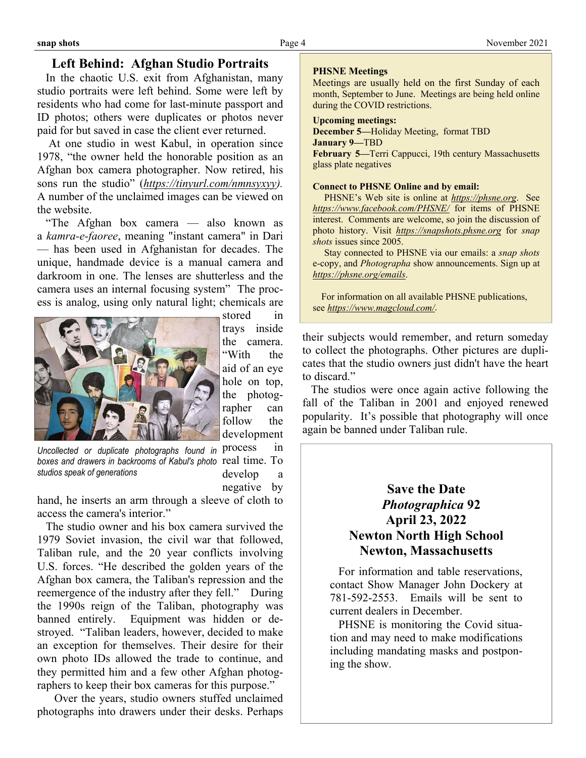## Left Behind: Afghan Studio Portraits

In the chaotic U.S. exit from Afghanistan, many studio portraits were left behind. Some were left by residents who had come for last-minute passport and ID photos; others were duplicates or photos never paid for but saved in case the client ever returned.

At one studio in west Kabul, in operation since 1978, "the owner held the honorable position as an Afghan box camera photographer. Now retired, his sons run the studio" (*https://tinyurl.com/nmnsyxyy).* A number of the unclaimed images can be viewed on the website.

"The Afghan box camera — also known as a *kamra-e-faoree*, meaning "instant camera" in Dari — has been used in Afghanistan for decades. The unique, handmade device is a manual camera and darkroom in one. The lenses are shutterless and the camera uses an internal focusing system" The process is analog, using only natural light; chemicals are stored in trays inside the camera. "With the aid of an eye hole on top, the photographer can follow the development process in real time. To develop a negative by hand, he inserts an arm through a sleeve of cloth to access the camera's interior."

*Uncollected or duplicate photographs found in boxes and drawers in backrooms of Kabul's photo studios speak of generations*

The studio owner and his box camera survived the 1979 Soviet invasion, the civil war that followed, Taliban rule, and the 20 year conflicts involving U.S. forces. "He described the golden years of the Afghan box camera, the Taliban's repression and the reemergence of the industry after they fell." During the 1990s reign of the Taliban, photography was banned entirely. Equipment was hidden or destroyed. "Taliban leaders, however, decided to make an exception for themselves. Their desire for their own photo IDs allowed the trade to continue, and they permitted him and a few other Afghan photographers to keep their box cameras for this purpose."

Over the years, studio owners stuffed unclaimed photographs into drawers under their desks. Perhaps their subjects would remember, and return someday to collect the photographs. Other pictures are duplicates that the studio owners just didn't have the heart to discard."

The studios were once again active following the fall of the Taliban in 2001 and enjoyed renewed popularity. It's possible that photography will once again be banned under Taliban rule.

**PHSNE Meetings**

Meetings are usually held on the first Sunday of each month, September to June. Meetings are being held online during the COVID restrictions.

**Upcoming meetings:**

**December 5—**Holiday Meeting, format TBD

**January 9—**TBD

**February 5—**Terri Cappucci, 19th century Massachusetts glass plate negatives

**Connect to PHSNE Online and by email:**

PHSNE's Web site is online at *https://phsne.org*. See *https://www.facebook.com/PHSNE/* for items of PHSNE interest. Comments are welcome, so join the discussion of photo history. Visit *https://snapshots.phsne.org* for *snap shots* issues since 2005.

Stay connected to PHSNE via our emails: a *snap shots* e-copy, and *Photographa* show announcements. Sign up at *https://phsne.org/emails*.

For information on all available PHSNE publications, see *https://www.magcloud.com/*.

**Save the Date**
***Photographica* 92**
**April 23, 2022**
**Newton North High School**
**Newton, Massachusetts**

For information and table reservations, contact Show Manager John Dockery at 781-592-2553. Emails will be sent to current dealers in December.

PHSNE is monitoring the Covid situation and may need to make modifications including mandating masks and postponing the show.